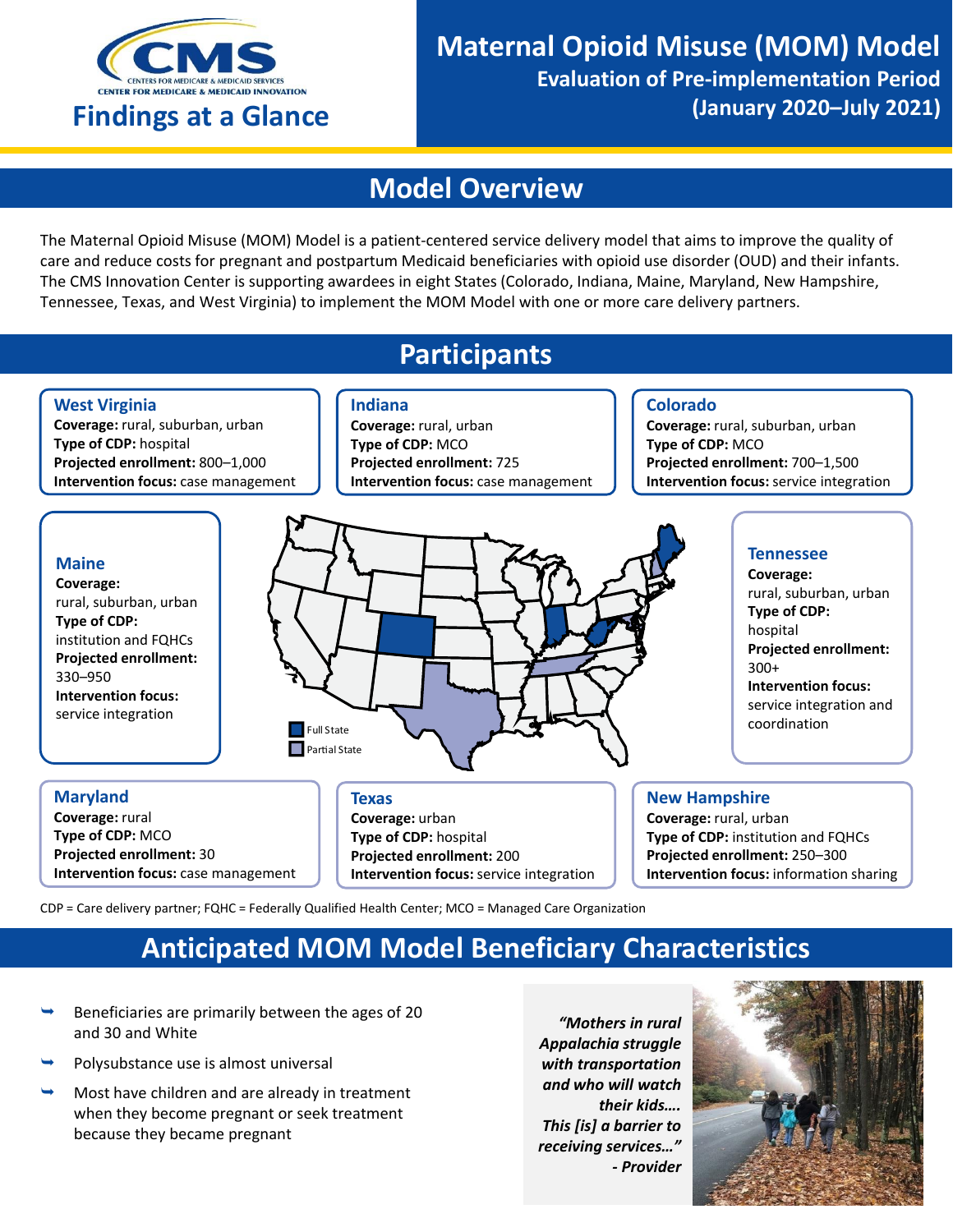# Findings at a Glance

## Maternal Opioid Misuse (MOM) Model

### Evaluation of Pre-implementation Period (January 2020–July 2021)

## Model Overview

The Maternal Opioid Misuse (MOM) Model is a patient-centered service delivery model that aims to improve the quality of care and reduce costs for pregnant and postpartum Medicaid beneficiaries with opioid use disorder (OUD) and their infants. The CMS Innovation Center is supporting awardees in eight States (Colorado, Indiana, Maine, Maryland, New Hampshire, Tennessee, Texas, and West Virginia) to implement the MOM Model with one or more care delivery partners.

## Participants

### West Virginia

**Coverage:** rural, suburban, urban
**Type of CDP:** hospital
**Projected enrollment:** 800–1,000
**Intervention focus:** case management

### Indiana

**Coverage:** rural, urban
**Type of CDP:** MCO
**Projected enrollment:** 725
**Intervention focus:** case management

### Colorado

**Coverage:** rural, suburban, urban
**Type of CDP:** MCO
**Projected enrollment:** 700–1,500
**Intervention focus:** service integration

### Maine

**Coverage:** rural, suburban, urban
**Type of CDP:** institution and FQHCs
**Projected enrollment:** 330–950
**Intervention focus:** service integration

Full State
Partial State

### Tennessee

**Coverage:** rural, suburban, urban
**Type of CDP:** hospital
**Projected enrollment:** 300+
**Intervention focus:** service integration and coordination

### Maryland

**Coverage:** rural
**Type of CDP:** MCO
**Projected enrollment:** 30
**Intervention focus:** case management

### Texas

**Coverage:** urban
**Type of CDP:** hospital
**Projected enrollment:** 200
**Intervention focus:** service integration

### New Hampshire

**Coverage:** rural, urban
**Type of CDP:** institution and FQHCs
**Projected enrollment:** 250–300
**Intervention focus:** information sharing

CDP = Care delivery partner; FQHC = Federally Qualified Health Center; MCO = Managed Care Organization

## Anticipated MOM Model Beneficiary Characteristics

- Beneficiaries are primarily between the ages of 20 and 30 and White
- Polysubstance use is almost universal
- Most have children and are already in treatment when they become pregnant or seek treatment because they became pregnant

*"Mothers in rural Appalachia struggle with transportation and who will watch their kids…. This [is] a barrier to receiving services…" - Provider*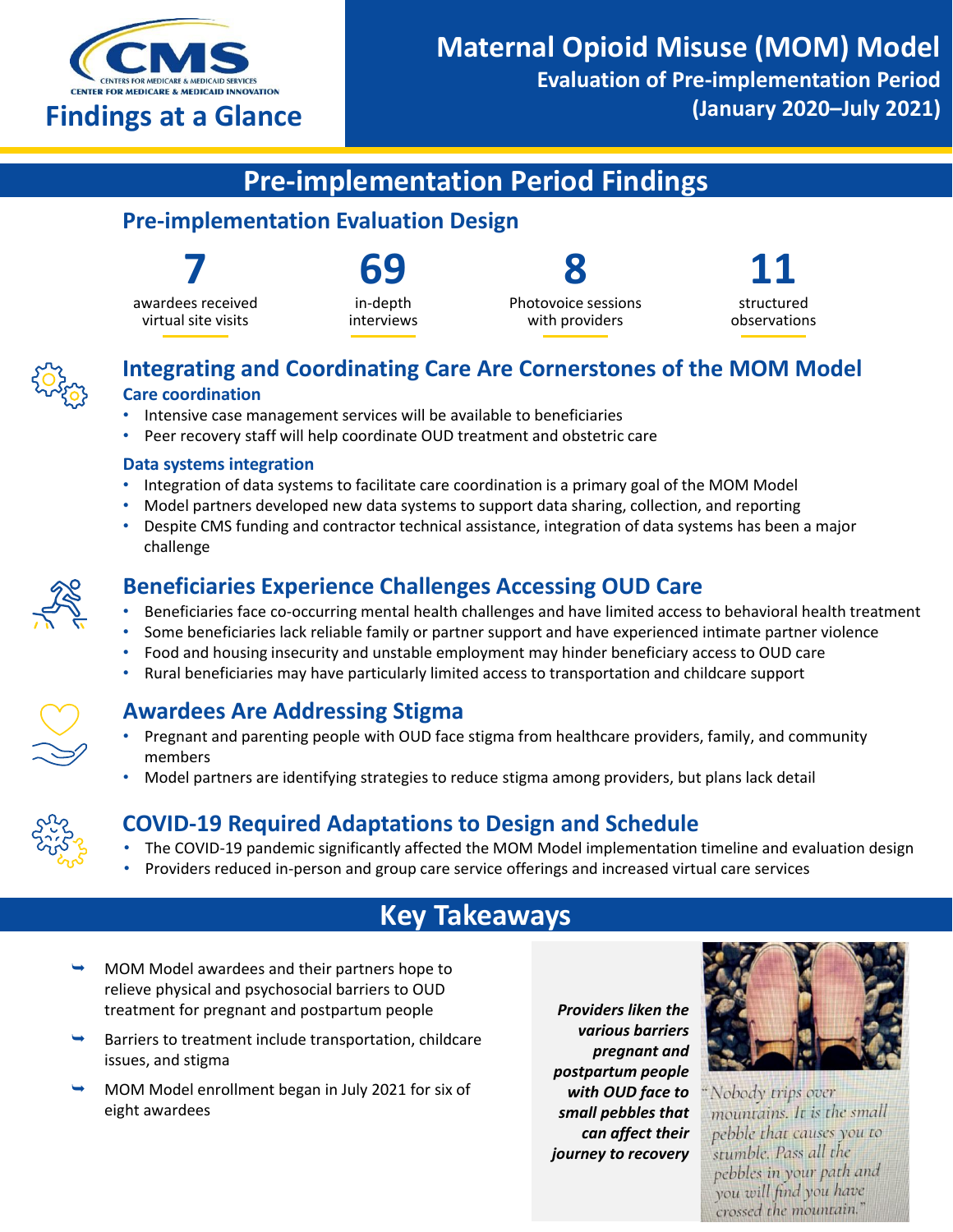# Findings at a Glance

# Maternal Opioid Misuse (MOM) Model

**Evaluation of Pre-implementation Period (January 2020–July 2021)**

## Pre-implementation Period Findings

### Pre-implementation Evaluation Design

**7**
awardees received virtual site visits

**69**
in-depth interviews

**8**
Photovoice sessions with providers

**11**
structured observations

### Integrating and Coordinating Care Are Cornerstones of the MOM Model

**Care coordination**

- Intensive case management services will be available to beneficiaries
- Peer recovery staff will help coordinate OUD treatment and obstetric care

**Data systems integration**

- Integration of data systems to facilitate care coordination is a primary goal of the MOM Model
- Model partners developed new data systems to support data sharing, collection, and reporting
- Despite CMS funding and contractor technical assistance, integration of data systems has been a major challenge

### Beneficiaries Experience Challenges Accessing OUD Care

- Beneficiaries face co-occurring mental health challenges and have limited access to behavioral health treatment
- Some beneficiaries lack reliable family or partner support and have experienced intimate partner violence
- Food and housing insecurity and unstable employment may hinder beneficiary access to OUD care
- Rural beneficiaries may have particularly limited access to transportation and childcare support

### Awardees Are Addressing Stigma

- Pregnant and parenting people with OUD face stigma from healthcare providers, family, and community members
- Model partners are identifying strategies to reduce stigma among providers, but plans lack detail

### COVID-19 Required Adaptations to Design and Schedule

- The COVID-19 pandemic significantly affected the MOM Model implementation timeline and evaluation design
- Providers reduced in-person and group care service offerings and increased virtual care services

## Key Takeaways

- MOM Model awardees and their partners hope to relieve physical and psychosocial barriers to OUD treatment for pregnant and postpartum people
- Barriers to treatment include transportation, childcare issues, and stigma
- MOM Model enrollment began in July 2021 for six of eight awardees

***Providers liken the various barriers pregnant and postpartum people with OUD face to small pebbles that can affect their journey to recovery***

"Nobody trips over mountains. It is the small pebble that causes you to stumble. Pass all the pebbles in your path and you will find you have crossed the mountain."